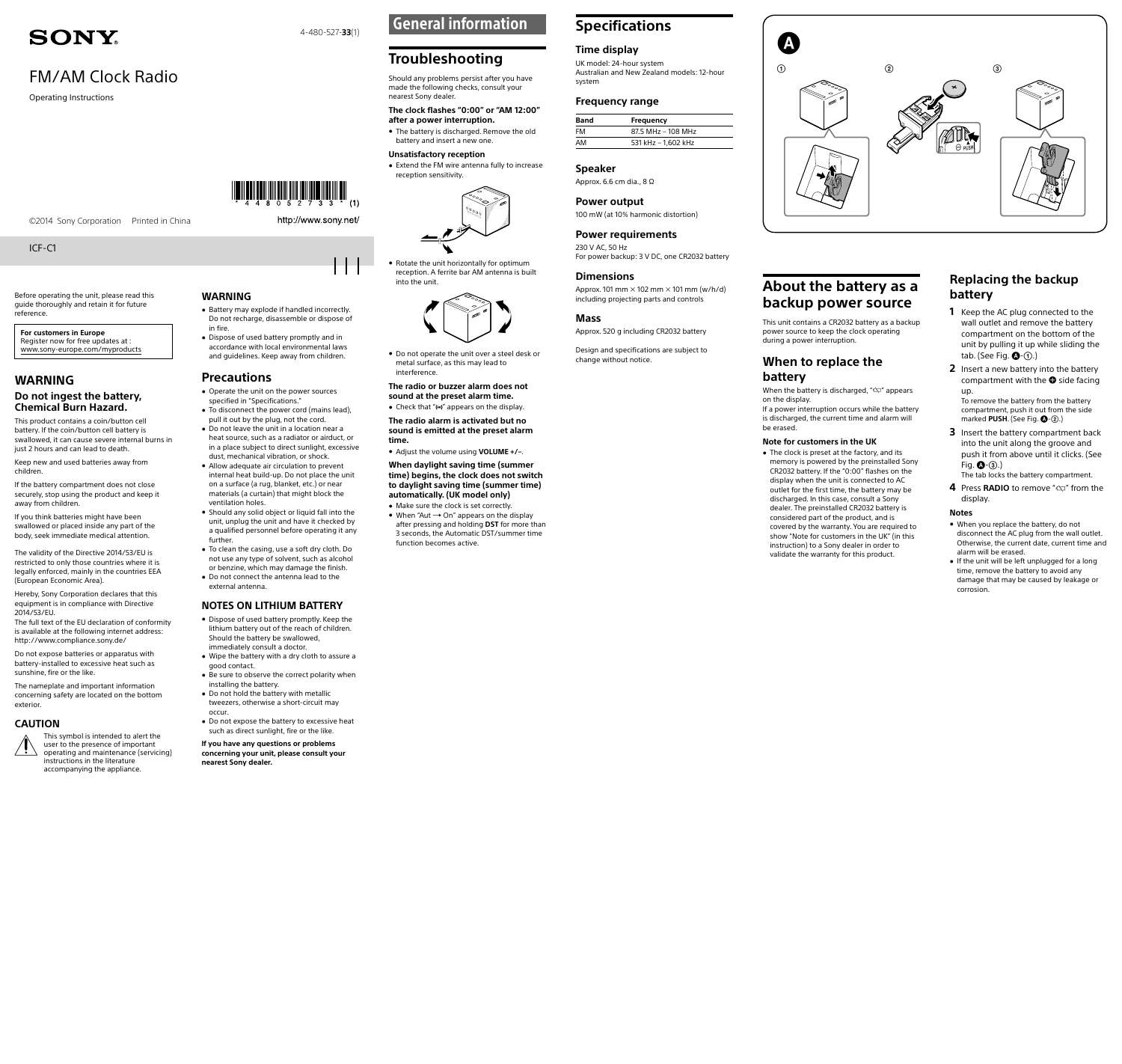# SONY

4-480-527-**33**(1)

# FM/AM Clock Radio

Operating Instructions

©2014 Sony Corporation Printed in China

http://www.sony.net/

ICF-C1

Before operating the unit, please read this guide thoroughly and retain it for future reference.

**For customers in Europe**
Register now for free updates at :
www.sony-europe.com/myproducts

## WARNING

### Do not ingest the battery, Chemical Burn Hazard.

This product contains a coin/button cell battery. If the coin/button cell battery is swallowed, it can cause severe internal burns in just 2 hours and can lead to death.

Keep new and used batteries away from children.

If the battery compartment does not close securely, stop using the product and keep it away from children.

If you think batteries might have been swallowed or placed inside any part of the body, seek immediate medical attention.

The validity of the Directive 2014/53/EU is restricted to only those countries where it is legally enforced, mainly in the countries EEA (European Economic Area).

Hereby, Sony Corporation declares that this equipment is in compliance with Directive 2014/53/EU.
The full text of the EU declaration of conformity is available at the following internet address:
http://www.compliance.sony.de/

Do not expose batteries or apparatus with battery-installed to excessive heat such as sunshine, fire or the like.

The nameplate and important information concerning safety are located on the bottom exterior.

## CAUTION

This symbol is intended to alert the user to the presence of important operating and maintenance (servicing) instructions in the literature accompanying the appliance.

## WARNING

- Battery may explode if handled incorrectly. Do not recharge, disassemble or dispose of in fire.
- Dispose of used battery promptly and in accordance with local environmental laws and guidelines. Keep away from children.

## Precautions

- Operate the unit on the power sources specified in "Specifications."
- To disconnect the power cord (mains lead), pull it out by the plug, not the cord.
- Do not leave the unit in a location near a heat source, such as a radiator or airduct, or in a place subject to direct sunlight, excessive dust, mechanical vibration, or shock.
- Allow adequate air circulation to prevent internal heat build-up. Do not place the unit on a surface (a rug, blanket, etc.) or near materials (a curtain) that might block the ventilation holes.
- Should any solid object or liquid fall into the unit, unplug the unit and have it checked by a qualified personnel before operating it any further.
- To clean the casing, use a soft dry cloth. Do not use any type of solvent, such as alcohol or benzine, which may damage the finish.
- Do not connect the antenna lead to the external antenna.

### NOTES ON LITHIUM BATTERY

- Dispose of used battery promptly. Keep the lithium battery out of the reach of children. Should the battery be swallowed, immediately consult a doctor.
- Wipe the battery with a dry cloth to assure a good contact.
- Be sure to observe the correct polarity when installing the battery.
- Do not hold the battery with metallic tweezers, otherwise a short-circuit may occur.
- Do not expose the battery to excessive heat such as direct sunlight, fire or the like.

**If you have any questions or problems concerning your unit, please consult your nearest Sony dealer.**

# General information

## Troubleshooting

Should any problems persist after you have made the following checks, consult your nearest Sony dealer.

**The clock flashes "0:00" or "AM 12:00" after a power interruption.**

- The battery is discharged. Remove the old battery and insert a new one.

**Unsatisfactory reception**

- Extend the FM wire antenna fully to increase reception sensitivity.
- Rotate the unit horizontally for optimum reception. A ferrite bar AM antenna is built into the unit.
- Do not operate the unit over a steel desk or metal surface, as this may lead to interference.

**The radio or buzzer alarm does not sound at the preset alarm time.**

- Check that "(•)" appears on the display.

**The radio alarm is activated but no sound is emitted at the preset alarm time.**

- Adjust the volume using **VOLUME +/–**.

**When daylight saving time (summer time) begins, the clock does not switch to daylight saving time (summer time) automatically. (UK model only)**

- Make sure the clock is set correctly.
- When "Aut → On" appears on the display after pressing and holding **DST** for more than 3 seconds, the Automatic DST/summer time function becomes active.

## Specifications

### Time display

UK model: 24-hour system
Australian and New Zealand models: 12-hour system

### Frequency range

| Band | Frequency |
|---|---|
| FM | 87.5 MHz – 108 MHz |
| AM | 531 kHz – 1,602 kHz |

### Speaker

Approx. 6.6 cm dia., 8 Ω

### Power output

100 mW (at 10% harmonic distortion)

### Power requirements

230 V AC, 50 Hz
For power backup: 3 V DC, one CR2032 battery

### Dimensions

Approx. 101 mm × 102 mm × 101 mm (w/h/d) including projecting parts and controls

### Mass

Approx. 520 g including CR2032 battery

Design and specifications are subject to change without notice.

## About the battery as a backup power source

This unit contains a CR2032 battery as a backup power source to keep the clock operating during a power interruption.

### When to replace the battery

When the battery is discharged, "▭" appears on the display.
If a power interruption occurs while the battery is discharged, the current time and alarm will be erased.

**Note for customers in the UK**

- The clock is preset at the factory, and its memory is powered by the preinstalled Sony CR2032 battery. If the "0:00" flashes on the display when the unit is connected to AC outlet for the first time, the battery may be discharged. In this case, consult a Sony dealer. The preinstalled CR2032 battery is considered part of the product, and is covered by the warranty. You are required to show "Note for customers in the UK" (in this instruction) to a Sony dealer in order to validate the warranty for this product.

## Replacing the backup battery

1. Keep the AC plug connected to the wall outlet and remove the battery compartment on the bottom of the unit by pulling it up while sliding the tab. (See Fig. A-①.)
2. Insert a new battery into the battery compartment with the ⊕ side facing up.
   To remove the battery from the battery compartment, push it out from the side marked **PUSH**. (See Fig. A-②.)
3. Insert the battery compartment back into the unit along the groove and push it from above until it clicks. (See Fig. A-③.)
   The tab locks the battery compartment.
4. Press **RADIO** to remove "▭" from the display.

**Notes**

- When you replace the battery, do not disconnect the AC plug from the wall outlet. Otherwise, the current date, current time and alarm will be erased.
- If the unit will be left unplugged for a long time, remove the battery to avoid any damage that may be caused by leakage or corrosion.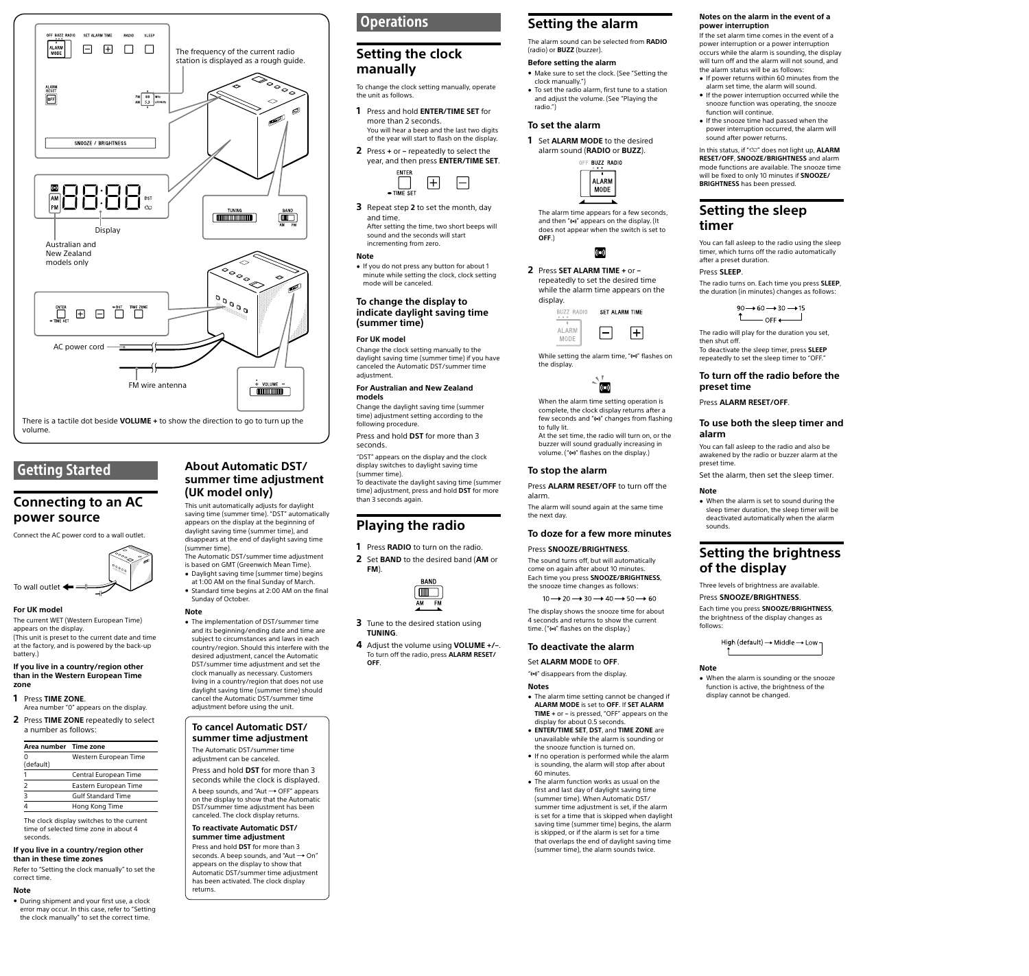OFF BUZZ RADIO

ALARM MODE

SET ALARM TIME

RADIO

SLEEP

The frequency of the current radio station is displayed as a rough guide.

ALARM RESET/OFF

SNOOZE / BRIGHTNESS

Display

Australian and New Zealand models only

TUNING

BAND

ENTER

DST

TIME ZONE

AC power cord

FM wire antenna

VOLUME

There is a tactile dot beside **VOLUME +** to show the direction to go to turn up the volume.

# Getting Started

## Connecting to an AC power source

Connect the AC power cord to a wall outlet.

To wall outlet

#### For UK model

The current WET (Western European Time) appears on the display.
(This unit is preset to the current date and time at the factory, and is powered by the back-up battery.)

#### If you live in a country/region other than in the Western European Time zone

1. Press **TIME ZONE**.
   Area number "0" appears on the display.
2. Press **TIME ZONE** repeatedly to select a number as follows:

| Area number | Time zone |
|---|---|
| 0 (default) | Western European Time |
| 1 | Central European Time |
| 2 | Eastern European Time |
| 3 | Gulf Standard Time |
| 4 | Hong Kong Time |

The clock display switches to the current time of selected time zone in about 4 seconds.

#### If you live in a country/region other than in these time zones

Refer to "Setting the clock manually" to set the correct time.

#### Note

- During shipment and your first use, a clock error may occur. In this case, refer to "Setting the clock manually" to set the correct time.

### About Automatic DST/ summer time adjustment (UK model only)

This unit automatically adjusts for daylight saving time (summer time). "DST" automatically appears on the display at the beginning of daylight saving time (summer time), and disappears at the end of daylight saving time (summer time).
The Automatic DST/summer time adjustment is based on GMT (Greenwich Mean Time).

- Daylight saving time (summer time) begins at 1:00 AM on the final Sunday of March.
- Standard time begins at 2:00 AM on the final Sunday of October.

#### Note

- The implementation of DST/summer time and its beginning/ending date and time are subject to circumstances and laws in each country/region. Should this interfere with the desired adjustment, cancel the Automatic DST/summer time adjustment and set the clock manually as necessary. Customers living in a country/region that does not use daylight saving time (summer time) should cancel the Automatic DST/summer time adjustment before using the unit.

#### To cancel Automatic DST/ summer time adjustment

The Automatic DST/summer time adjustment can be canceled.

Press and hold **DST** for more than 3 seconds while the clock is displayed.

A beep sounds, and "Aut → OFF" appears on the display to show that the Automatic DST/summer time adjustment has been canceled. The clock display returns.

#### To reactivate Automatic DST/ summer time adjustment

Press and hold **DST** for more than 3 seconds. A beep sounds, and "Aut → On" appears on the display to show that Automatic DST/summer time adjustment has been activated. The clock display returns.

# Operations

## Setting the clock manually

To change the clock setting manually, operate the unit as follows.

1. Press and hold **ENTER/TIME SET** for more than 2 seconds.
   You will hear a beep and the last two digits of the year will start to flash on the display.
2. Press **+** or **–** repeatedly to select the year, and then press **ENTER/TIME SET**.
3. Repeat step **2** to set the month, day and time.
   After setting the time, two short beeps will sound and the seconds will start incrementing from zero.

#### Note

- If you do not press any button for about 1 minute while setting the clock, clock setting mode will be canceled.

### To change the display to indicate daylight saving time (summer time)

#### For UK model

Change the clock setting manually to the daylight saving time (summer time) if you have canceled the Automatic DST/summer time adjustment.

#### For Australian and New Zealand models

Change the daylight saving time (summer time) adjustment setting according to the following procedure.

Press and hold **DST** for more than 3 seconds.

"DST" appears on the display and the clock display switches to daylight saving time (summer time).
To deactivate the daylight saving time (summer time) adjustment, press and hold **DST** for more than 3 seconds again.

## Playing the radio

1. Press **RADIO** to turn on the radio.
2. Set **BAND** to the desired band (**AM** or **FM**).
3. Tune to the desired station using **TUNING**.
4. Adjust the volume using **VOLUME +/–**.
   To turn off the radio, press **ALARM RESET/OFF**.

## Setting the alarm

The alarm sound can be selected from **RADIO** (radio) or **BUZZ** (buzzer).

#### Before setting the alarm

- Make sure to set the clock. (See "Setting the clock manually.")
- To set the radio alarm, first tune to a station and adjust the volume. (See "Playing the radio.")

### To set the alarm

1. Set **ALARM MODE** to the desired alarm sound (**RADIO** or **BUZZ**).
   The alarm time appears for a few seconds, and then "(•)" appears on the display. (It does not appear when the switch is set to **OFF**.)
2. Press **SET ALARM TIME +** or **–** repeatedly to set the desired time while the alarm time appears on the display.
   While setting the alarm time, "(•)" flashes on the display.
   When the alarm time setting operation is complete, the clock display returns after a few seconds and "(•)" changes from flashing to fully lit.
   At the set time, the radio will turn on, or the buzzer will sound gradually increasing in volume. ("(•)" flashes on the display.)

### To stop the alarm

Press **ALARM RESET/OFF** to turn off the alarm.

The alarm will sound again at the same time the next day.

### To doze for a few more minutes

Press **SNOOZE/BRIGHTNESS**.

The sound turns off, but will automatically come on again after about 10 minutes.
Each time you press **SNOOZE/BRIGHTNESS**, the snooze time changes as follows:

10 → 20 → 30 → 40 → 50 → 60

The display shows the snooze time for about 4 seconds and returns to show the current time. ("(•)" flashes on the display.)

### To deactivate the alarm

Set **ALARM MODE** to **OFF**.

"(•)" disappears from the display.

#### Notes

- The alarm time setting cannot be changed if **ALARM MODE** is set to **OFF**. If **SET ALARM TIME +** or **–** is pressed, "OFF" appears on the display for about 0.5 seconds.
- **ENTER/TIME SET**, **DST**, and **TIME ZONE** are unavailable while the alarm is sounding or the snooze function is turned on.
- If no operation is performed while the alarm is sounding, the alarm will stop after about 60 minutes.
- The alarm function works as usual on the first and last day of daylight saving time (summer time). When Automatic DST/summer time adjustment is set, if the alarm is set for a time that is skipped when daylight saving time (summer time) begins, the alarm is skipped, or if the alarm is set for a time that overlaps the end of daylight saving time (summer time), the alarm sounds twice.

#### Notes on the alarm in the event of a power interruption

If the set alarm time comes in the event of a power interruption or a power interruption occurs while the alarm is sounding, the display will turn off and the alarm will not sound, and the alarm status will be as follows:

- If power returns within 60 minutes from the alarm set time, the alarm will sound.
- If the power interruption occurred while the snooze function was operating, the snooze function will continue.
- If the snooze time had passed when the power interruption occurred, the alarm will sound after power returns.

In this status, if "⌬" does not light up, **ALARM RESET/OFF**, **SNOOZE/BRIGHTNESS** and alarm mode functions are available. The snooze time will be fixed to only 10 minutes if **SNOOZE/BRIGHTNESS** has been pressed.

## Setting the sleep timer

You can fall asleep to the radio using the sleep timer, which turns off the radio automatically after a preset duration.

Press **SLEEP**.

The radio turns on. Each time you press **SLEEP**, the duration (in minutes) changes as follows:

90 → 60 → 30 → 15 → OFF → 90

The radio will play for the duration you set, then shut off.
To deactivate the sleep timer, press **SLEEP** repeatedly to set the sleep timer to "OFF."

### To turn off the radio before the preset time

Press **ALARM RESET/OFF**.

### To use both the sleep timer and alarm

You can fall asleep to the radio and also be awakened by the radio or buzzer alarm at the preset time.

Set the alarm, then set the sleep timer.

#### Note

- When the alarm is set to sound during the sleep timer duration, the sleep timer will be deactivated automatically when the alarm sounds.

## Setting the brightness of the display

Three levels of brightness are available.

Press **SNOOZE/BRIGHTNESS**.

Each time you press **SNOOZE/BRIGHTNESS**, the brightness of the display changes as follows:

High (default) → Middle → Low → High (default)

#### Note

- When the alarm is sounding or the snooze function is active, the brightness of the display cannot be changed.